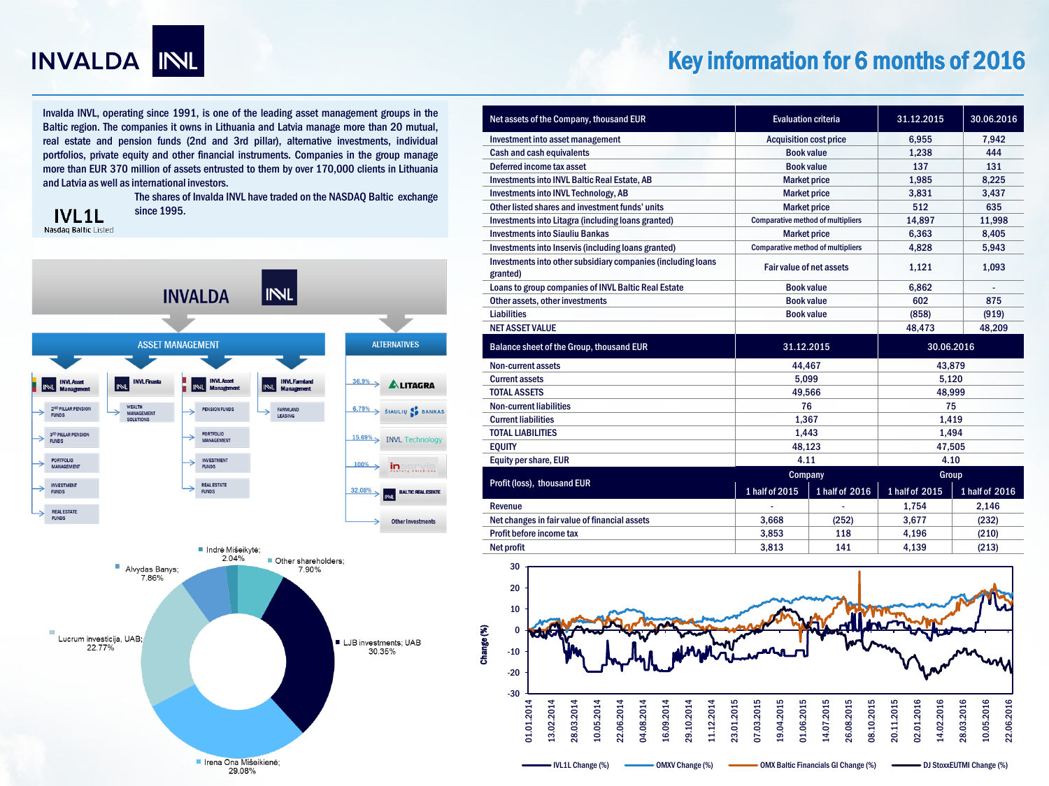# INVALDA INVL

## Key information for 6 months of 2016

Invalda INVL, operating since 1991, is one of the leading asset management groups in the Baltic region. The companies it owns in Lithuania and Latvia manage more than 20 mutual, real estate and pension funds (2nd and 3rd pillar), alternative investments, individual portfolios, private equity and other financial instruments. Companies in the group manage more than EUR 370 million of assets entrusted to them by over 170,000 clients in Lithuania and Latvia as well as international investors.

The shares of Invalda INVL have traded on the NASDAQ Baltic exchange since 1995.

IVL1L
Nasdaq Baltic Listed

### Group structure

**INVALDA INVL**

**ASSET MANAGEMENT**

- INVL Asset Management: 2nd pillar pension funds; 3rd pillar pension funds; Portfolio management; Investment funds; Real estate funds
- INVL Finasta: Wealth management solutions
- INVL Asset Management (Latvia): Pension funds; Portfolio management; Investment funds; Real estate funds
- INVL Farmland Management: Farmland leasing

**ALTERNATIVES**

- 36.9% – Litagra
- 6.79% – Šiaulių bankas
- 15.69% – INVL Technology
- 100% – Inservis
- 32.08% – INVL Baltic Real Estate
- Other Investments

### Shareholders

- LJB investments, UAB: 30.35%
- Irena Ona Mišeikienė: 29.08%
- Lucrum investicija, UAB: 22.77%
- Alvydas Banys: 7.86%
- Indrė Mišeikytė: 2.04%
- Other shareholders: 7.90%

| Net assets of the Company, thousand EUR | Evaluation criteria | 31.12.2015 | 30.06.2016 |
|---|---|---|---|
| Investment into asset management | Acquisition cost price | 6,955 | 7,942 |
| Cash and cash equivalents | Book value | 1,238 | 444 |
| Deferred income tax asset | Book value | 137 | 131 |
| Investments into INVL Baltic Real Estate, AB | Market price | 1,985 | 8,225 |
| Investments into INVL Technology, AB | Market price | 3,831 | 3,437 |
| Other listed shares and investment funds' units | Market price | 512 | 635 |
| Investments into Litagra (including loans granted) | Comparative method of multipliers | 14,897 | 11,998 |
| Investments into Siauliu Bankas | Market price | 6,363 | 8,405 |
| Investments into Inservis (including loans granted) | Comparative method of multipliers | 4,828 | 5,943 |
| Investments into other subsidiary companies (including loans granted) | Fair value of net assets | 1,121 | 1,093 |
| Loans to group companies of INVL Baltic Real Estate | Book value | 6,862 | - |
| Other assets, other investments | Book value | 602 | 875 |
| Liabilities | Book value | (858) | (919) |
| NET ASSET VALUE | | 48,473 | 48,209 |

| Balance sheet of the Group, thousand EUR | 31.12.2015 | 30.06.2016 |
|---|---|---|
| Non-current assets | 44,467 | 43,879 |
| Current assets | 5,099 | 5,120 |
| TOTAL ASSETS | 49,566 | 48,999 |
| Non-current liabilities | 76 | 75 |
| Current liabilities | 1,367 | 1,419 |
| TOTAL LIABILITIES | 1,443 | 1,494 |
| EQUITY | 48,123 | 47,505 |
| Equity per share, EUR | 4.11 | 4.10 |

| Profit (loss), thousand EUR | Company | | Group | |
|---|---|---|---|---|
| | 1 half of 2015 | 1 half of 2016 | 1 half of 2015 | 1 half of 2016 |
| Revenue | - | - | 1,754 | 2,146 |
| Net changes in fair value of financial assets | 3,668 | (252) | 3,677 | (232) |
| Profit before income tax | 3,853 | 118 | 4,196 | (210) |
| Net profit | 3,813 | 141 | 4,139 | (213) |

Chart: Change (%) from 01.01.2014 to 22.06.2016 — IVL1L Change (%), OMXV Change (%), OMX Baltic Financials GI Change (%), DJ StoxxEUTMI Change (%)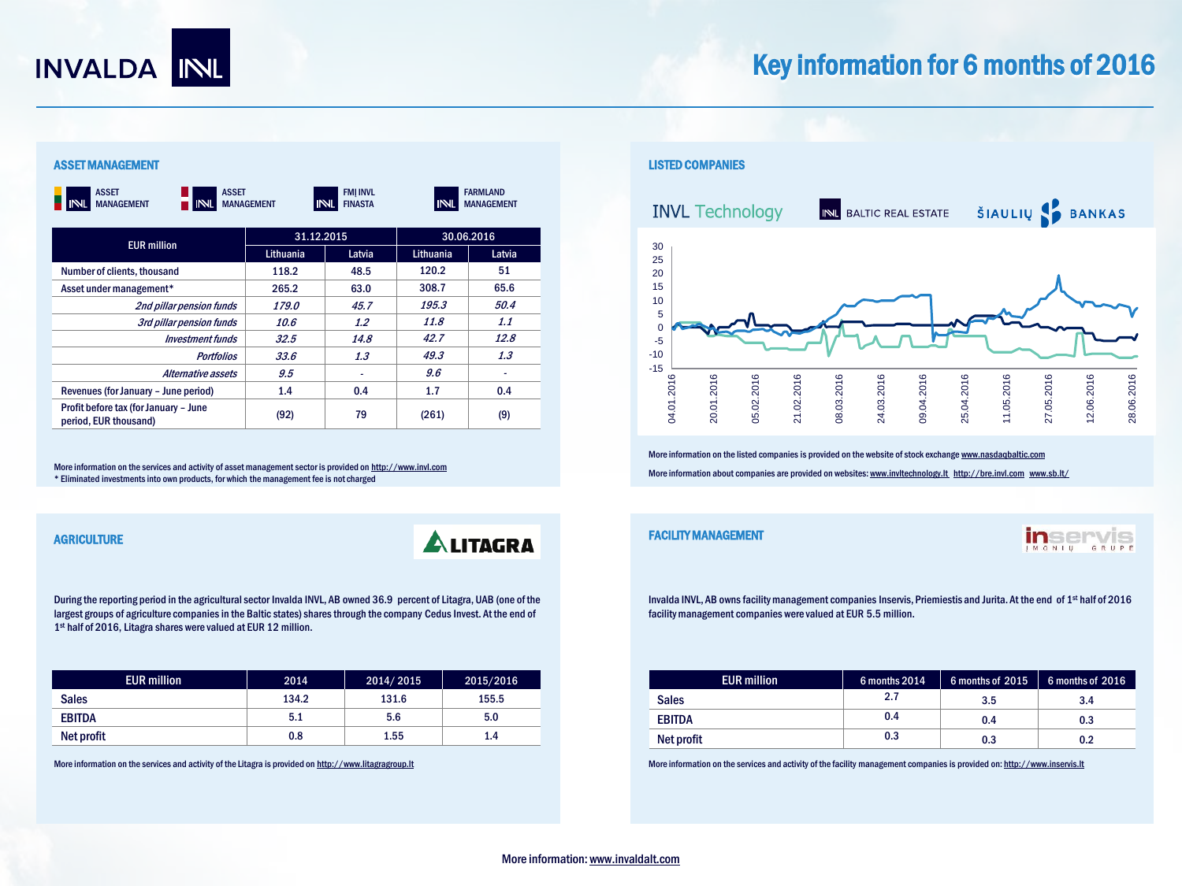# Key information for 6 months of 2016

## ASSET MANAGEMENT

ASSET MANAGEMENT | ASSET MANAGEMENT | FM| INVL FINASTA | FARMLAND MANAGEMENT

| EUR million | 31.12.2015 | | 30.06.2016 | |
|---|---|---|---|---|
| | Lithuania | Latvia | Lithuania | Latvia |
| Number of clients, thousand | 118.2 | 48.5 | 120.2 | 51 |
| Asset under management* | 265.2 | 63.0 | 308.7 | 65.6 |
| *2nd pillar pension funds* | *179.0* | *45.7* | *195.3* | *50.4* |
| *3rd pillar pension funds* | *10.6* | *1.2* | *11.8* | *1.1* |
| *Investment funds* | *32.5* | *14.8* | *42.7* | *12.8* |
| *Portfolios* | *33.6* | *1.3* | *49.3* | *1.3* |
| *Alternative assets* | *9.5* | *-* | *9.6* | *-* |
| Revenues (for January – June period) | 1.4 | 0.4 | 1.7 | 0.4 |
| Profit before tax (for January – June period, EUR thousand) | (92) | 79 | (261) | (9) |

More information on the services and activity of asset management sector is provided on http://www.invl.com
* Eliminated investments into own products, for which the management fee is not charged

## LISTED COMPANIES

INVL Technology | BALTIC REAL ESTATE | ŠIAULIŲ BANKAS

30
25
20
15
10
5
0
-5
-10
-15

04.01.2016 20.01.2016 05.02.2016 21.02.2016 08.03.2016 24.03.2016 09.04.2016 25.04.2016 11.05.2016 27.05.2016 12.06.2016 28.06.2016

More information on the listed companies is provided on the website of stock exchange www.nasdaqbaltic.com

More information about companies are provided on websites: www.invltechnology.lt http://bre.invl.com www.sb.lt/

## AGRICULTURE

LITAGRA

During the reporting period in the agricultural sector Invalda INVL, AB owned 36.9 percent of Litagra, UAB (one of the largest groups of agriculture companies in the Baltic states) shares through the company Cedus Invest. At the end of 1st half of 2016, Litagra shares were valued at EUR 12 million.

| EUR million | 2014 | 2014/ 2015 | 2015/2016 |
|---|---|---|---|
| Sales | 134.2 | 131.6 | 155.5 |
| EBITDA | 5.1 | 5.6 | 5.0 |
| Net profit | 0.8 | 1.55 | 1.4 |

More information on the services and activity of the Litagra is provided on http://www.litagragroup.lt

## FACILITY MANAGEMENT

inservis ĮMONIŲ GRUPĖ

Invalda INVL, AB owns facility management companies Inservis, Priemiestis and Jurita. At the end of 1st half of 2016 facility management companies were valued at EUR 5.5 million.

| EUR million | 6 months 2014 | 6 months of 2015 | 6 months of 2016 |
|---|---|---|---|
| Sales | 2.7 | 3.5 | 3.4 |
| EBITDA | 0.4 | 0.4 | 0.3 |
| Net profit | 0.3 | 0.3 | 0.2 |

More information on the services and activity of the facility management companies is provided on: http://www.inservis.lt

More information: www.invaldalt.com